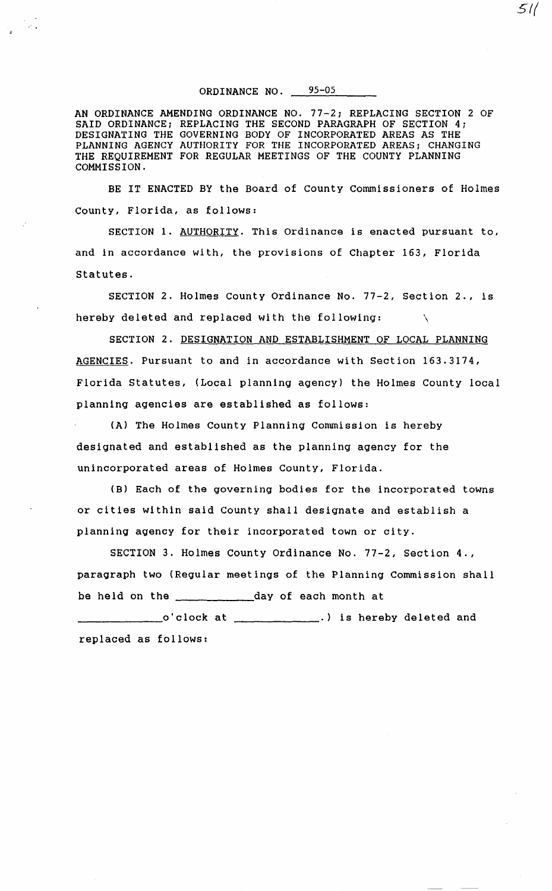# ORDINANCE NO. 95-05

AN ORDINANCE AMENDING ORDINANCE NO. 77-2; REPLACING SECTION 2 OF SAID ORDINANCE; REPLACING THE SECOND PARAGRAPH OF SECTION 4; DESIGNATING THE GOVERNING BODY OF INCORPORATED AREAS AS THE PLANNING AGENCY AUTHORITY FOR THE INCORPORATED AREAS; CHANGING THE REQUIREMENT FOR REGULAR MEETINGS OF THE COUNTY PLANNING COMMISSION.

BE IT ENACTED BY the Board of County Commissioners of Holmes County, Florida, as follows:

SECTION 1. AUTHORITY. This Ordinance is enacted pursuant to, and in accordance with, the provisions of Chapter 163, Florida Statutes.

SECTION 2. Holmes County Ordinance No. 77-2, Section 2., is hereby deleted and replaced with the following:

SECTION 2. DESIGNATION AND ESTABLISHMENT OF LOCAL PLANNING AGENCIES. Pursuant to and in accordance with Section 163.3174, Florida Statutes, (Local planning agency) the Holmes County local planning agencies are established as follows:

(A) The Holmes County Planning Commission is hereby designated and established as the planning agency for the unincorporated areas of Holmes County, Florida.

(B) Each of the governing bodies for the incorporated towns or cities within said County shall designate and establish a planning agency for their incorporated town or city.

SECTION 3. Holmes County Ordinance No. 77-2, Section 4., paragraph two (Regular meetings of the Planning Commission shall be held on the ___________day of each month at ____________o'clock at ____________.) is hereby deleted and replaced as follows: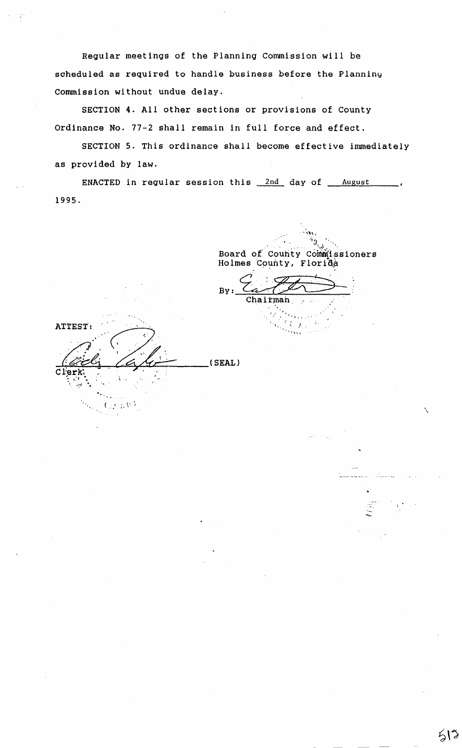Regular meetings of the Planning Commission will be scheduled as required to handle business before the Planning Commission without undue delay.

SECTION 4. All other sections or provisions of County Ordinance No. 77-2 shall remain in full force and effect.

SECTION 5. This ordinance shall become effective immediately as provided by law.

ENACTED in regular session this 2nd day of August, 1995.

Board of County Commissioners
Holmes County, Florida

By: ______________________
Chairman

ATTEST:

______________________ (SEAL)
Clerk